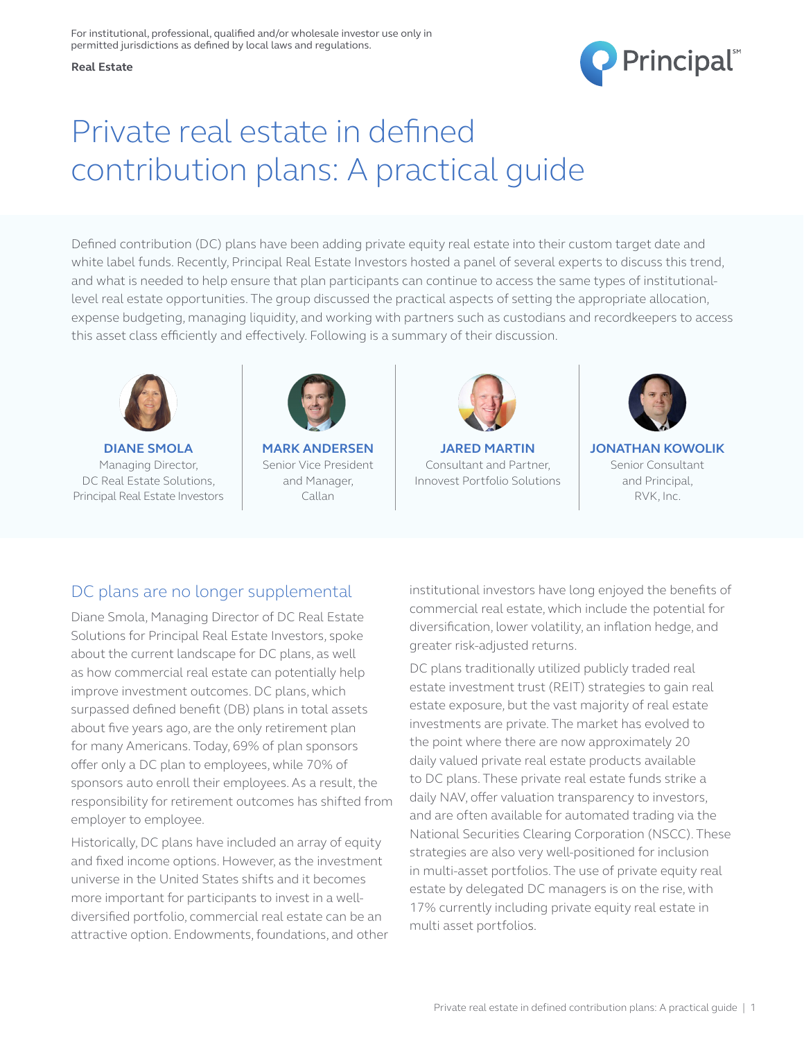For institutional, professional, qualified and/or wholesale investor use only in permitted jurisdictions as defined by local laws and regulations.

**Real Estate**

# Private real estate in defined contribution plans: A practical guide

Defined contribution (DC) plans have been adding private equity real estate into their custom target date and white label funds. Recently, Principal Real Estate Investors hosted a panel of several experts to discuss this trend, and what is needed to help ensure that plan participants can continue to access the same types of institutional-level real estate opportunities. The group discussed the practical aspects of setting the appropriate allocation, expense budgeting, managing liquidity, and working with partners such as custodians and recordkeepers to access this asset class efficiently and effectively. Following is a summary of their discussion.

**DIANE SMOLA**
Managing Director,
DC Real Estate Solutions,
Principal Real Estate Investors

**MARK ANDERSEN**
Senior Vice President
and Manager,
Callan

**JARED MARTIN**
Consultant and Partner,
Innovest Portfolio Solutions

**JONATHAN KOWOLIK**
Senior Consultant
and Principal,
RVK, Inc.

## DC plans are no longer supplemental

Diane Smola, Managing Director of DC Real Estate Solutions for Principal Real Estate Investors, spoke about the current landscape for DC plans, as well as how commercial real estate can potentially help improve investment outcomes. DC plans, which surpassed defined benefit (DB) plans in total assets about five years ago, are the only retirement plan for many Americans. Today, 69% of plan sponsors offer only a DC plan to employees, while 70% of sponsors auto enroll their employees. As a result, the responsibility for retirement outcomes has shifted from employer to employee.

Historically, DC plans have included an array of equity and fixed income options. However, as the investment universe in the United States shifts and it becomes more important for participants to invest in a well-diversified portfolio, commercial real estate can be an attractive option. Endowments, foundations, and other institutional investors have long enjoyed the benefits of commercial real estate, which include the potential for diversification, lower volatility, an inflation hedge, and greater risk-adjusted returns.

DC plans traditionally utilized publicly traded real estate investment trust (REIT) strategies to gain real estate exposure, but the vast majority of real estate investments are private. The market has evolved to the point where there are now approximately 20 daily valued private real estate products available to DC plans. These private real estate funds strike a daily NAV, offer valuation transparency to investors, and are often available for automated trading via the National Securities Clearing Corporation (NSCC). These strategies are also very well-positioned for inclusion in multi-asset portfolios. The use of private equity real estate by delegated DC managers is on the rise, with 17% currently including private equity real estate in multi asset portfolios.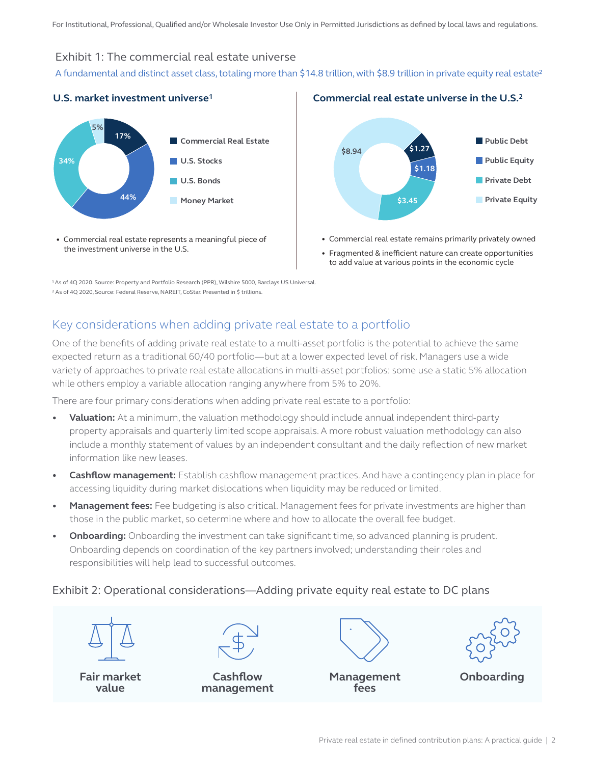For Institutional, Professional, Qualified and/or Wholesale Investor Use Only in Permitted Jurisdictions as defined by local laws and regulations.

## Exhibit 1: The commercial real estate universe

A fundamental and distinct asset class, totaling more than $14.8 trillion, with $8.9 trillion in private equity real estate[2]

### U.S. market investment universe[1]

| Category | Share |
|---|---|
| Commercial Real Estate | 17% |
| U.S. Stocks | 44% |
| U.S. Bonds | 34% |
| Money Market | 5% |

- Commercial real estate represents a meaningful piece of the investment universe in the U.S.

### Commercial real estate universe in the U.S.[2]

| Category | Value |
|---|---|
| Public Debt | $1.27 |
| Public Equity | $1.18 |
| Private Debt | $3.45 |
| Private Equity | $8.94 |

- Commercial real estate remains primarily privately owned
- Fragmented & inefficient nature can create opportunities to add value at various points in the economic cycle

[1] As of 4Q 2020. Source: Property and Portfolio Research (PPR), Wilshire 5000, Barclays US Universal.
[2] As of 4Q 2020, Source: Federal Reserve, NAREIT, CoStar. Presented in $ trillions.

## Key considerations when adding private real estate to a portfolio

One of the benefits of adding private real estate to a multi-asset portfolio is the potential to achieve the same expected return as a traditional 60/40 portfolio—but at a lower expected level of risk. Managers use a wide variety of approaches to private real estate allocations in multi-asset portfolios: some use a static 5% allocation while others employ a variable allocation ranging anywhere from 5% to 20%.

There are four primary considerations when adding private real estate to a portfolio:

- **Valuation:** At a minimum, the valuation methodology should include annual independent third-party property appraisals and quarterly limited scope appraisals. A more robust valuation methodology can also include a monthly statement of values by an independent consultant and the daily reflection of new market information like new leases.
- **Cashflow management:** Establish cashflow management practices. And have a contingency plan in place for accessing liquidity during market dislocations when liquidity may be reduced or limited.
- **Management fees:** Fee budgeting is also critical. Management fees for private investments are higher than those in the public market, so determine where and how to allocate the overall fee budget.
- **Onboarding:** Onboarding the investment can take significant time, so advanced planning is prudent. Onboarding depends on coordination of the key partners involved; understanding their roles and responsibilities will help lead to successful outcomes.

## Exhibit 2: Operational considerations—Adding private equity real estate to DC plans

| Fair market value | Cashflow management | Management fees | Onboarding |
|---|---|---|---|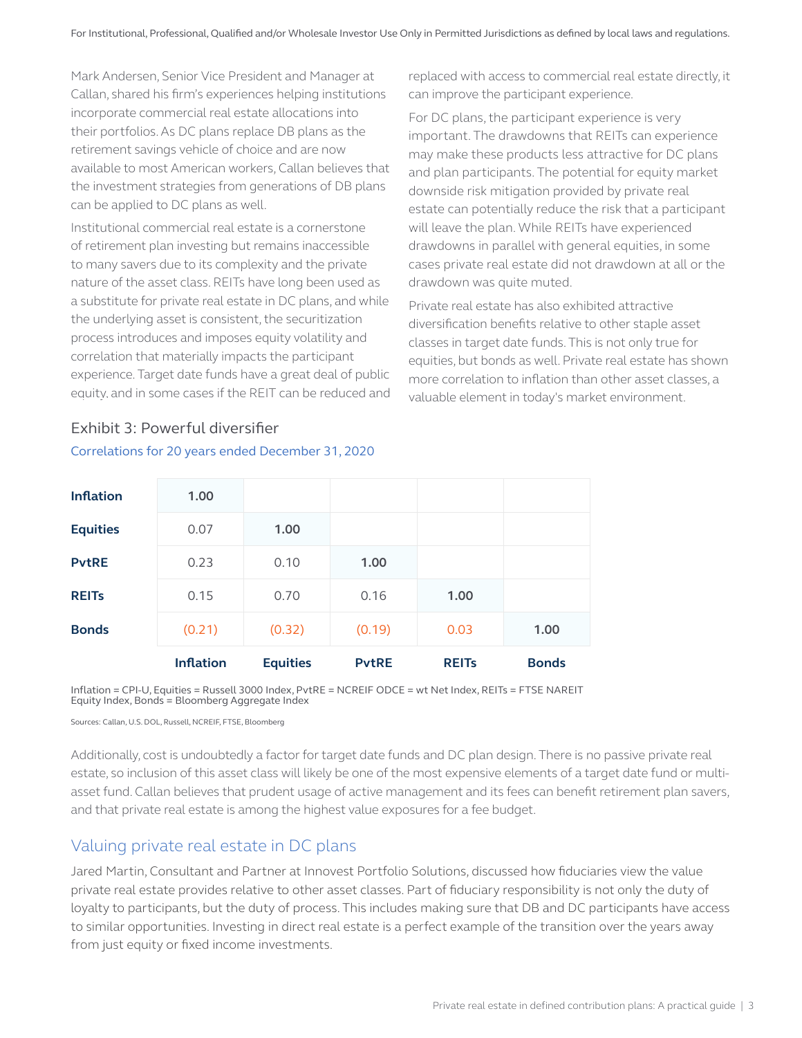Mark Andersen, Senior Vice President and Manager at Callan, shared his firm's experiences helping institutions incorporate commercial real estate allocations into their portfolios. As DC plans replace DB plans as the retirement savings vehicle of choice and are now available to most American workers, Callan believes that the investment strategies from generations of DB plans can be applied to DC plans as well.

Institutional commercial real estate is a cornerstone of retirement plan investing but remains inaccessible to many savers due to its complexity and the private nature of the asset class. REITs have long been used as a substitute for private real estate in DC plans, and while the underlying asset is consistent, the securitization process introduces and imposes equity volatility and correlation that materially impacts the participant experience. Target date funds have a great deal of public equity, and in some cases if the REIT can be reduced and replaced with access to commercial real estate directly, it can improve the participant experience.

For DC plans, the participant experience is very important. The drawdowns that REITs can experience may make these products less attractive for DC plans and plan participants. The potential for equity market downside risk mitigation provided by private real estate can potentially reduce the risk that a participant will leave the plan. While REITs have experienced drawdowns in parallel with general equities, in some cases private real estate did not drawdown at all or the drawdown was quite muted.

Private real estate has also exhibited attractive diversification benefits relative to other staple asset classes in target date funds. This is not only true for equities, but bonds as well. Private real estate has shown more correlation to inflation than other asset classes, a valuable element in today's market environment.

## Exhibit 3: Powerful diversifier

Correlations for 20 years ended December 31, 2020

| | Inflation | Equities | PvtRE | REITs | Bonds |
|---|---|---|---|---|---|
| **Inflation** | **1.00** | | | | |
| **Equities** | 0.07 | **1.00** | | | |
| **PvtRE** | 0.23 | 0.10 | **1.00** | | |
| **REITs** | 0.15 | 0.70 | 0.16 | **1.00** | |
| **Bonds** | (0.21) | (0.32) | (0.19) | 0.03 | **1.00** |

Inflation = CPI-U, Equities = Russell 3000 Index, PvtRE = NCREIF ODCE = wt Net Index, REITs = FTSE NAREIT Equity Index, Bonds = Bloomberg Aggregate Index

Sources: Callan, U.S. DOL, Russell, NCREIF, FTSE, Bloomberg

Additionally, cost is undoubtedly a factor for target date funds and DC plan design. There is no passive private real estate, so inclusion of this asset class will likely be one of the most expensive elements of a target date fund or multi-asset fund. Callan believes that prudent usage of active management and its fees can benefit retirement plan savers, and that private real estate is among the highest value exposures for a fee budget.

## Valuing private real estate in DC plans

Jared Martin, Consultant and Partner at Innovest Portfolio Solutions, discussed how fiduciaries view the value private real estate provides relative to other asset classes. Part of fiduciary responsibility is not only the duty of loyalty to participants, but the duty of process. This includes making sure that DB and DC participants have access to similar opportunities. Investing in direct real estate is a perfect example of the transition over the years away from just equity or fixed income investments.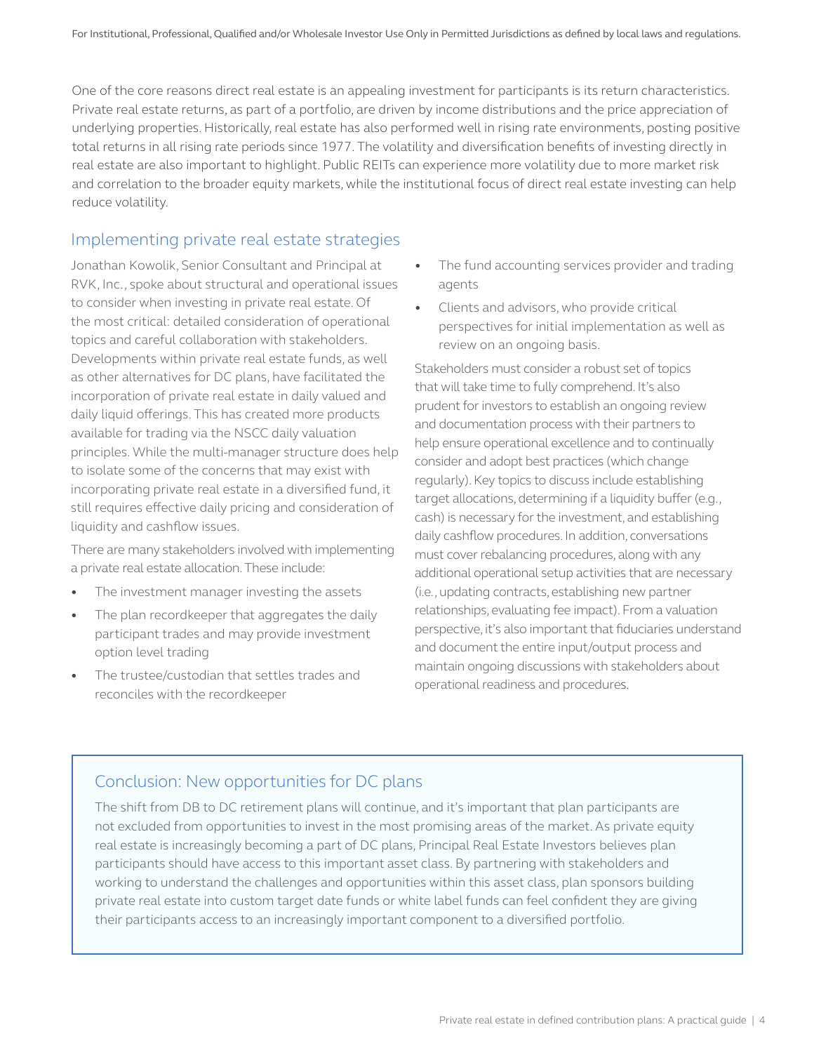One of the core reasons direct real estate is an appealing investment for participants is its return characteristics. Private real estate returns, as part of a portfolio, are driven by income distributions and the price appreciation of underlying properties. Historically, real estate has also performed well in rising rate environments, posting positive total returns in all rising rate periods since 1977. The volatility and diversification benefits of investing directly in real estate are also important to highlight. Public REITs can experience more volatility due to more market risk and correlation to the broader equity markets, while the institutional focus of direct real estate investing can help reduce volatility.

## Implementing private real estate strategies

Jonathan Kowolik, Senior Consultant and Principal at RVK, Inc., spoke about structural and operational issues to consider when investing in private real estate. Of the most critical: detailed consideration of operational topics and careful collaboration with stakeholders. Developments within private real estate funds, as well as other alternatives for DC plans, have facilitated the incorporation of private real estate in daily valued and daily liquid offerings. This has created more products available for trading via the NSCC daily valuation principles. While the multi-manager structure does help to isolate some of the concerns that may exist with incorporating private real estate in a diversified fund, it still requires effective daily pricing and consideration of liquidity and cashflow issues.

There are many stakeholders involved with implementing a private real estate allocation. These include:

- The investment manager investing the assets
- The plan recordkeeper that aggregates the daily participant trades and may provide investment option level trading
- The trustee/custodian that settles trades and reconciles with the recordkeeper
- The fund accounting services provider and trading agents
- Clients and advisors, who provide critical perspectives for initial implementation as well as review on an ongoing basis.

Stakeholders must consider a robust set of topics that will take time to fully comprehend. It's also prudent for investors to establish an ongoing review and documentation process with their partners to help ensure operational excellence and to continually consider and adopt best practices (which change regularly). Key topics to discuss include establishing target allocations, determining if a liquidity buffer (e.g., cash) is necessary for the investment, and establishing daily cashflow procedures. In addition, conversations must cover rebalancing procedures, along with any additional operational setup activities that are necessary (i.e., updating contracts, establishing new partner relationships, evaluating fee impact). From a valuation perspective, it's also important that fiduciaries understand and document the entire input/output process and maintain ongoing discussions with stakeholders about operational readiness and procedures.

## Conclusion: New opportunities for DC plans

The shift from DB to DC retirement plans will continue, and it's important that plan participants are not excluded from opportunities to invest in the most promising areas of the market. As private equity real estate is increasingly becoming a part of DC plans, Principal Real Estate Investors believes plan participants should have access to this important asset class. By partnering with stakeholders and working to understand the challenges and opportunities within this asset class, plan sponsors building private real estate into custom target date funds or white label funds can feel confident they are giving their participants access to an increasingly important component to a diversified portfolio.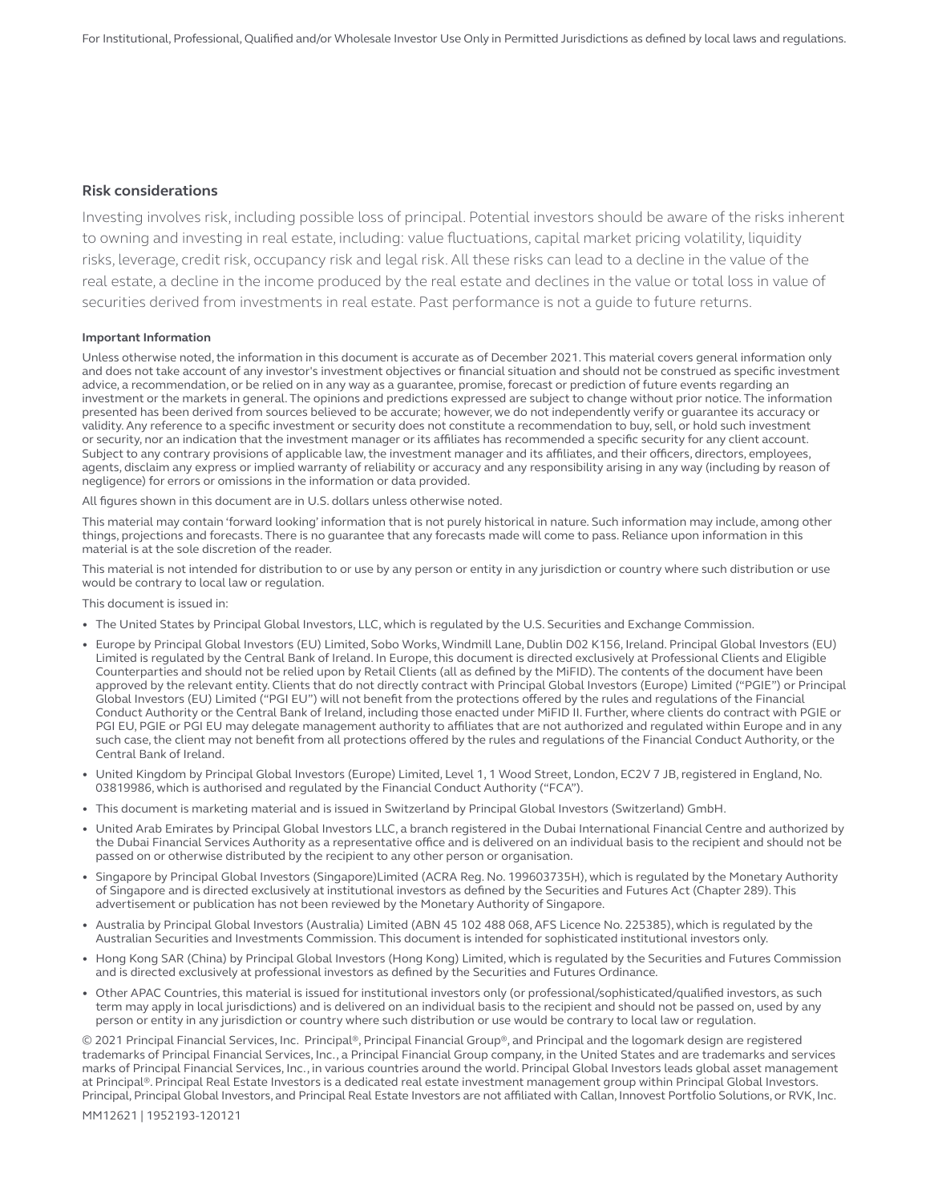For Institutional, Professional, Qualified and/or Wholesale Investor Use Only in Permitted Jurisdictions as defined by local laws and regulations.

## Risk considerations

Investing involves risk, including possible loss of principal. Potential investors should be aware of the risks inherent to owning and investing in real estate, including: value fluctuations, capital market pricing volatility, liquidity risks, leverage, credit risk, occupancy risk and legal risk. All these risks can lead to a decline in the value of the real estate, a decline in the income produced by the real estate and declines in the value or total loss in value of securities derived from investments in real estate. Past performance is not a guide to future returns.

### Important Information

Unless otherwise noted, the information in this document is accurate as of December 2021. This material covers general information only and does not take account of any investor's investment objectives or financial situation and should not be construed as specific investment advice, a recommendation, or be relied on in any way as a guarantee, promise, forecast or prediction of future events regarding an investment or the markets in general. The opinions and predictions expressed are subject to change without prior notice. The information presented has been derived from sources believed to be accurate; however, we do not independently verify or guarantee its accuracy or validity. Any reference to a specific investment or security does not constitute a recommendation to buy, sell, or hold such investment or security, nor an indication that the investment manager or its affiliates has recommended a specific security for any client account. Subject to any contrary provisions of applicable law, the investment manager and its affiliates, and their officers, directors, employees, agents, disclaim any express or implied warranty of reliability or accuracy and any responsibility arising in any way (including by reason of negligence) for errors or omissions in the information or data provided.

All figures shown in this document are in U.S. dollars unless otherwise noted.

This material may contain 'forward looking' information that is not purely historical in nature. Such information may include, among other things, projections and forecasts. There is no guarantee that any forecasts made will come to pass. Reliance upon information in this material is at the sole discretion of the reader.

This material is not intended for distribution to or use by any person or entity in any jurisdiction or country where such distribution or use would be contrary to local law or regulation.

This document is issued in:

- The United States by Principal Global Investors, LLC, which is regulated by the U.S. Securities and Exchange Commission.
- Europe by Principal Global Investors (EU) Limited, Sobo Works, Windmill Lane, Dublin D02 K156, Ireland. Principal Global Investors (EU) Limited is regulated by the Central Bank of Ireland. In Europe, this document is directed exclusively at Professional Clients and Eligible Counterparties and should not be relied upon by Retail Clients (all as defined by the MiFID). The contents of the document have been approved by the relevant entity. Clients that do not directly contract with Principal Global Investors (Europe) Limited ("PGIE") or Principal Global Investors (EU) Limited ("PGI EU") will not benefit from the protections offered by the rules and regulations of the Financial Conduct Authority or the Central Bank of Ireland, including those enacted under MiFID II. Further, where clients do contract with PGIE or PGI EU, PGIE or PGI EU may delegate management authority to affiliates that are not authorized and regulated within Europe and in any such case, the client may not benefit from all protections offered by the rules and regulations of the Financial Conduct Authority, or the Central Bank of Ireland.
- United Kingdom by Principal Global Investors (Europe) Limited, Level 1, 1 Wood Street, London, EC2V 7 JB, registered in England, No. 03819986, which is authorised and regulated by the Financial Conduct Authority ("FCA").
- This document is marketing material and is issued in Switzerland by Principal Global Investors (Switzerland) GmbH.
- United Arab Emirates by Principal Global Investors LLC, a branch registered in the Dubai International Financial Centre and authorized by the Dubai Financial Services Authority as a representative office and is delivered on an individual basis to the recipient and should not be passed on or otherwise distributed by the recipient to any other person or organisation.
- Singapore by Principal Global Investors (Singapore)Limited (ACRA Reg. No. 199603735H), which is regulated by the Monetary Authority of Singapore and is directed exclusively at institutional investors as defined by the Securities and Futures Act (Chapter 289). This advertisement or publication has not been reviewed by the Monetary Authority of Singapore.
- Australia by Principal Global Investors (Australia) Limited (ABN 45 102 488 068, AFS Licence No. 225385), which is regulated by the Australian Securities and Investments Commission. This document is intended for sophisticated institutional investors only.
- Hong Kong SAR (China) by Principal Global Investors (Hong Kong) Limited, which is regulated by the Securities and Futures Commission and is directed exclusively at professional investors as defined by the Securities and Futures Ordinance.
- Other APAC Countries, this material is issued for institutional investors only (or professional/sophisticated/qualified investors, as such term may apply in local jurisdictions) and is delivered on an individual basis to the recipient and should not be passed on, used by any person or entity in any jurisdiction or country where such distribution or use would be contrary to local law or regulation.

© 2021 Principal Financial Services, Inc. Principal®, Principal Financial Group®, and Principal and the logomark design are registered trademarks of Principal Financial Services, Inc., a Principal Financial Group company, in the United States and are trademarks and services marks of Principal Financial Services, Inc., in various countries around the world. Principal Global Investors leads global asset management at Principal®. Principal Real Estate Investors is a dedicated real estate investment management group within Principal Global Investors. Principal, Principal Global Investors, and Principal Real Estate Investors are not affiliated with Callan, Innovest Portfolio Solutions, or RVK, Inc.

MM12621 | 1952193-120121